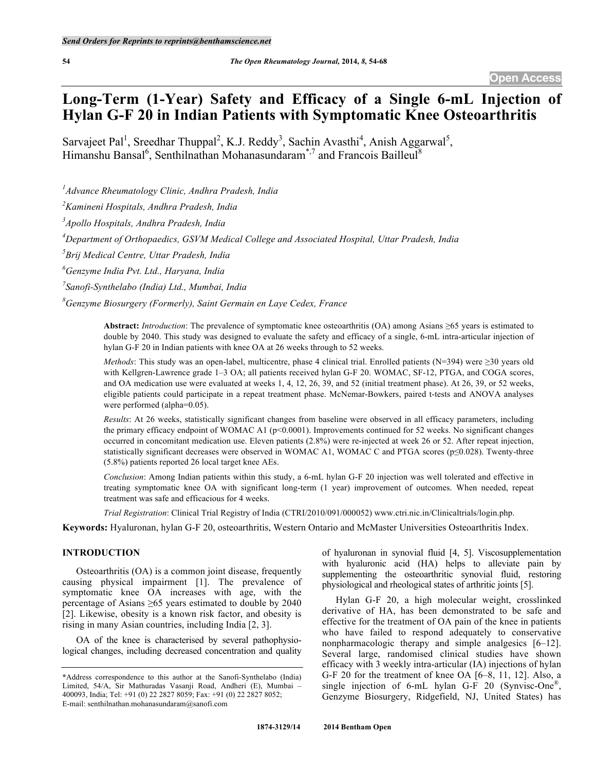# Long-Term (1-Year) Safety and Efficacy of a Single 6-mL Injection of Hylan G-F 20 in Indian Patients with Symptomatic Knee Osteoarthritis

Sarvajeet Pal[1], Sreedhar Thuppal[2], K.J. Reddy[3], Sachin Avasthi[4], Anish Aggarwal[5], Himanshu Bansal[6], Senthilnathan Mohanasundaram[*,7] and Francois Bailleul[8]

[1]*Advance Rheumatology Clinic, Andhra Pradesh, India*

[2]*Kamineni Hospitals, Andhra Pradesh, India*

[3]*Apollo Hospitals, Andhra Pradesh, India*

[4]*Department of Orthopaedics, GSVM Medical College and Associated Hospital, Uttar Pradesh, India*

[5]*Brij Medical Centre, Uttar Pradesh, India*

[6]*Genzyme India Pvt. Ltd., Haryana, India*

[7]*Sanofi-Synthelabo (India) Ltd., Mumbai, India*

[8]*Genzyme Biosurgery (Formerly), Saint Germain en Laye Cedex, France*

**Abstract:** *Introduction*: The prevalence of symptomatic knee osteoarthritis (OA) among Asians ≥65 years is estimated to double by 2040. This study was designed to evaluate the safety and efficacy of a single, 6-mL intra-articular injection of hylan G-F 20 in Indian patients with knee OA at 26 weeks through to 52 weeks.

*Methods*: This study was an open-label, multicentre, phase 4 clinical trial. Enrolled patients (N=394) were ≥30 years old with Kellgren-Lawrence grade 1–3 OA; all patients received hylan G-F 20. WOMAC, SF-12, PTGA, and COGA scores, and OA medication use were evaluated at weeks 1, 4, 12, 26, 39, and 52 (initial treatment phase). At 26, 39, or 52 weeks, eligible patients could participate in a repeat treatment phase. McNemar-Bowkers, paired t-tests and ANOVA analyses were performed (alpha=0.05).

*Results*: At 26 weeks, statistically significant changes from baseline were observed in all efficacy parameters, including the primary efficacy endpoint of WOMAC A1 ($p<0.0001$). Improvements continued for 52 weeks. No significant changes occurred in concomitant medication use. Eleven patients (2.8%) were re-injected at week 26 or 52. After repeat injection, statistically significant decreases were observed in WOMAC A1, WOMAC C and PTGA scores ($p\leq0.028$). Twenty-three (5.8%) patients reported 26 local target knee AEs.

*Conclusion*: Among Indian patients within this study, a 6-mL hylan G-F 20 injection was well tolerated and effective in treating symptomatic knee OA with significant long-term (1 year) improvement of outcomes. When needed, repeat treatment was safe and efficacious for 4 weeks.

*Trial Registration*: Clinical Trial Registry of India (CTRI/2010/091/000052) www.ctri.nic.in/Clinicaltrials/login.php.

**Keywords:** Hyaluronan, hylan G-F 20, osteoarthritis, Western Ontario and McMaster Universities Osteoarthritis Index.

## INTRODUCTION

Osteoarthritis (OA) is a common joint disease, frequently causing physical impairment [1]. The prevalence of symptomatic knee OA increases with age, with the percentage of Asians ≥65 years estimated to double by 2040 [2]. Likewise, obesity is a known risk factor, and obesity is rising in many Asian countries, including India [2, 3].

OA of the knee is characterised by several pathophysiological changes, including decreased concentration and quality of hyaluronan in synovial fluid [4, 5]. Viscosupplementation with hyaluronic acid (HA) helps to alleviate pain by supplementing the osteoarthritic synovial fluid, restoring physiological and rheological states of arthritic joints [5].

Hylan G-F 20, a high molecular weight, crosslinked derivative of HA, has been demonstrated to be safe and effective for the treatment of OA pain of the knee in patients who have failed to respond adequately to conservative nonpharmacologic therapy and simple analgesics [6–12]. Several large, randomised clinical studies have shown efficacy with 3 weekly intra-articular (IA) injections of hylan G-F 20 for the treatment of knee OA [6–8, 11, 12]. Also, a single injection of 6-mL hylan G-F 20 (Synvisc-One®, Genzyme Biosurgery, Ridgefield, NJ, United States) has

*Address correspondence to this author at the Sanofi-Synthelabo (India) Limited, 54/A, Sir Mathuradas Vasanji Road, Andheri (E), Mumbai – 400093, India; Tel: +91 (0) 22 2827 8059; Fax: +91 (0) 22 2827 8052; E-mail: senthilnathan.mohanasundaram@sanofi.com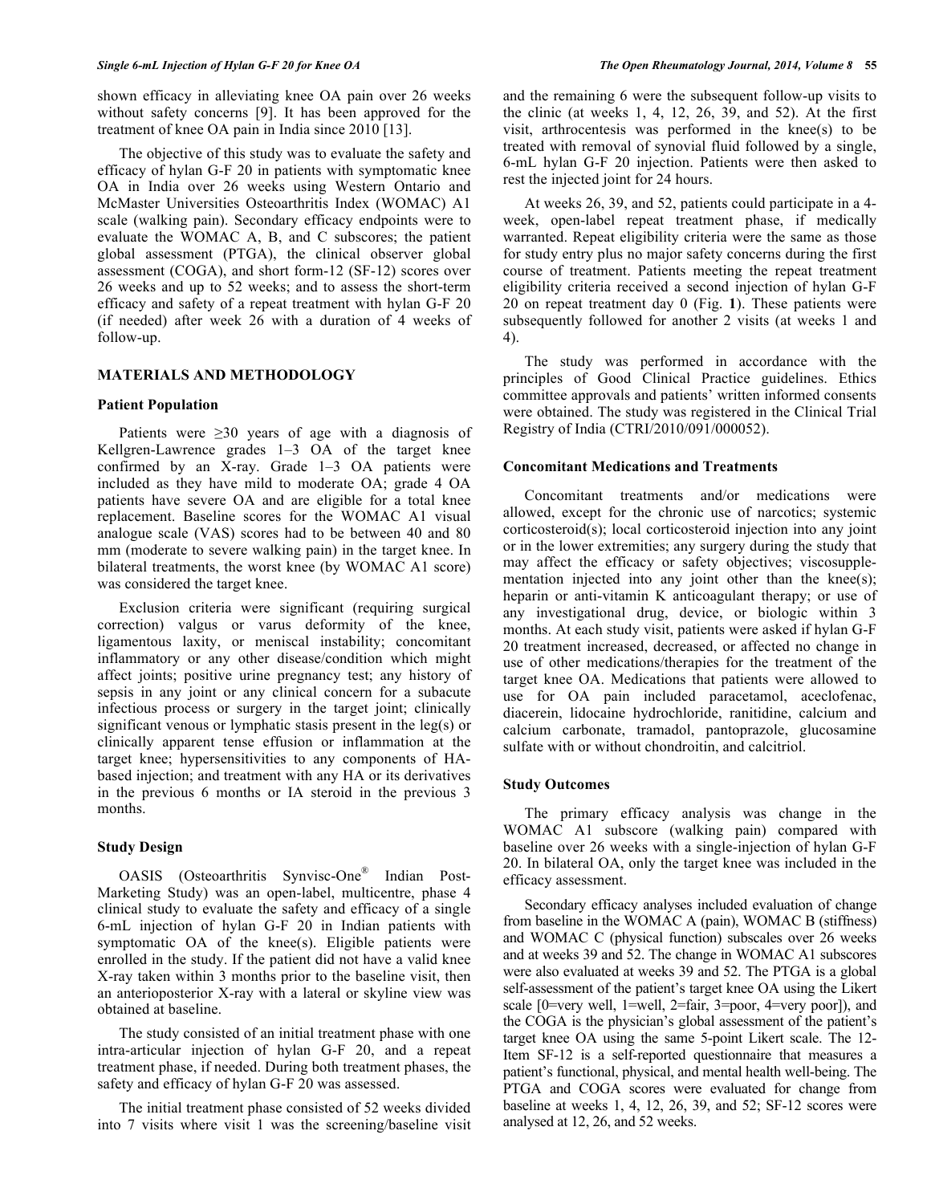shown efficacy in alleviating knee OA pain over 26 weeks without safety concerns [9]. It has been approved for the treatment of knee OA pain in India since 2010 [13].

The objective of this study was to evaluate the safety and efficacy of hylan G-F 20 in patients with symptomatic knee OA in India over 26 weeks using Western Ontario and McMaster Universities Osteoarthritis Index (WOMAC) A1 scale (walking pain). Secondary efficacy endpoints were to evaluate the WOMAC A, B, and C subscores; the patient global assessment (PTGA), the clinical observer global assessment (COGA), and short form-12 (SF-12) scores over 26 weeks and up to 52 weeks; and to assess the short-term efficacy and safety of a repeat treatment with hylan G-F 20 (if needed) after week 26 with a duration of 4 weeks of follow-up.

## MATERIALS AND METHODOLOGY

### Patient Population

Patients were ≥30 years of age with a diagnosis of Kellgren-Lawrence grades 1–3 OA of the target knee confirmed by an X-ray. Grade 1–3 OA patients were included as they have mild to moderate OA; grade 4 OA patients have severe OA and are eligible for a total knee replacement. Baseline scores for the WOMAC A1 visual analogue scale (VAS) scores had to be between 40 and 80 mm (moderate to severe walking pain) in the target knee. In bilateral treatments, the worst knee (by WOMAC A1 score) was considered the target knee.

Exclusion criteria were significant (requiring surgical correction) valgus or varus deformity of the knee, ligamentous laxity, or meniscal instability; concomitant inflammatory or any other disease/condition which might affect joints; positive urine pregnancy test; any history of sepsis in any joint or any clinical concern for a subacute infectious process or surgery in the target joint; clinically significant venous or lymphatic stasis present in the leg(s) or clinically apparent tense effusion or inflammation at the target knee; hypersensitivities to any components of HA-based injection; and treatment with any HA or its derivatives in the previous 6 months or IA steroid in the previous 3 months.

### Study Design

OASIS (Osteoarthritis Synvisc-One® Indian Post-Marketing Study) was an open-label, multicentre, phase 4 clinical study to evaluate the safety and efficacy of a single 6-mL injection of hylan G-F 20 in Indian patients with symptomatic OA of the knee(s). Eligible patients were enrolled in the study. If the patient did not have a valid knee X-ray taken within 3 months prior to the baseline visit, then an anterioposterior X-ray with a lateral or skyline view was obtained at baseline.

The study consisted of an initial treatment phase with one intra-articular injection of hylan G-F 20, and a repeat treatment phase, if needed. During both treatment phases, the safety and efficacy of hylan G-F 20 was assessed.

The initial treatment phase consisted of 52 weeks divided into 7 visits where visit 1 was the screening/baseline visit and the remaining 6 were the subsequent follow-up visits to the clinic (at weeks 1, 4, 12, 26, 39, and 52). At the first visit, arthrocentesis was performed in the knee(s) to be treated with removal of synovial fluid followed by a single, 6-mL hylan G-F 20 injection. Patients were then asked to rest the injected joint for 24 hours.

At weeks 26, 39, and 52, patients could participate in a 4-week, open-label repeat treatment phase, if medically warranted. Repeat eligibility criteria were the same as those for study entry plus no major safety concerns during the first course of treatment. Patients meeting the repeat treatment eligibility criteria received a second injection of hylan G-F 20 on repeat treatment day 0 (Fig. **1**). These patients were subsequently followed for another 2 visits (at weeks 1 and 4).

The study was performed in accordance with the principles of Good Clinical Practice guidelines. Ethics committee approvals and patients' written informed consents were obtained. The study was registered in the Clinical Trial Registry of India (CTRI/2010/091/000052).

### Concomitant Medications and Treatments

Concomitant treatments and/or medications were allowed, except for the chronic use of narcotics; systemic corticosteroid(s); local corticosteroid injection into any joint or in the lower extremities; any surgery during the study that may affect the efficacy or safety objectives; viscosupplementation injected into any joint other than the knee(s); heparin or anti-vitamin K anticoagulant therapy; or use of any investigational drug, device, or biologic within 3 months. At each study visit, patients were asked if hylan G-F 20 treatment increased, decreased, or affected no change in use of other medications/therapies for the treatment of the target knee OA. Medications that patients were allowed to use for OA pain included paracetamol, aceclofenac, diacerein, lidocaine hydrochloride, ranitidine, calcium and calcium carbonate, tramadol, pantoprazole, glucosamine sulfate with or without chondroitin, and calcitriol.

### Study Outcomes

The primary efficacy analysis was change in the WOMAC A1 subscore (walking pain) compared with baseline over 26 weeks with a single-injection of hylan G-F 20. In bilateral OA, only the target knee was included in the efficacy assessment.

Secondary efficacy analyses included evaluation of change from baseline in the WOMAC A (pain), WOMAC B (stiffness) and WOMAC C (physical function) subscales over 26 weeks and at weeks 39 and 52. The change in WOMAC A1 subscores were also evaluated at weeks 39 and 52. The PTGA is a global self-assessment of the patient's target knee OA using the Likert scale [0=very well, 1=well, 2=fair, 3=poor, 4=very poor]), and the COGA is the physician's global assessment of the patient's target knee OA using the same 5-point Likert scale. The 12-Item SF-12 is a self-reported questionnaire that measures a patient's functional, physical, and mental health well-being. The PTGA and COGA scores were evaluated for change from baseline at weeks 1, 4, 12, 26, 39, and 52; SF-12 scores were analysed at 12, 26, and 52 weeks.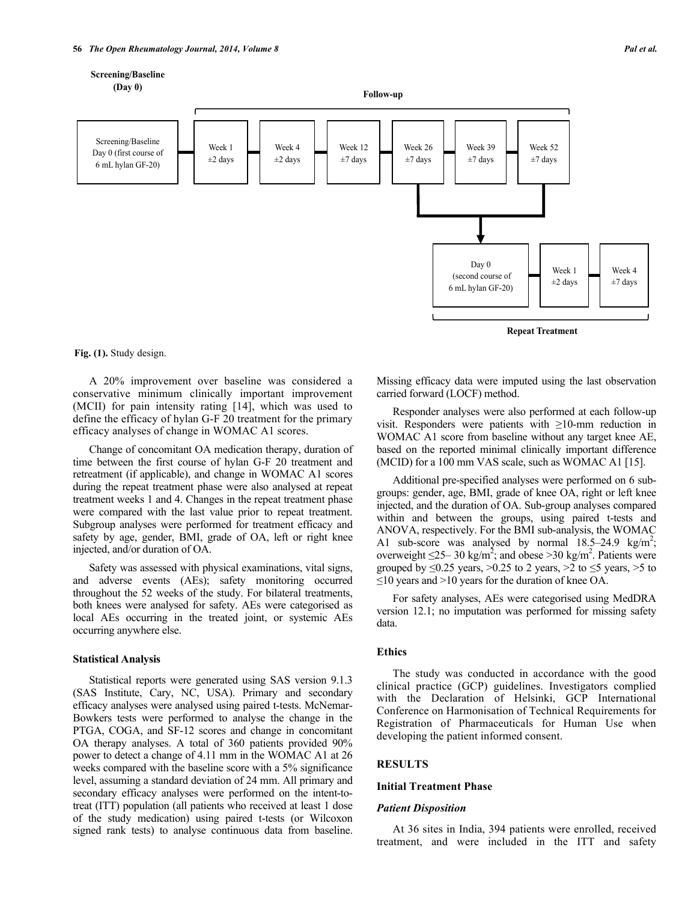Screening/Baseline (Day 0)

Follow-up

Screening/Baseline Day 0 (first course of 6 mL hylan GF-20) — Week 1 ±2 days — Week 4 ±2 days — Week 12 ±7 days — Week 26 ±7 days — Week 39 ±7 days — Week 52 ±7 days

Day 0 (second course of 6 mL hylan GF-20) — Week 1 ±2 days — Week 4 ±7 days

Repeat Treatment

**Fig. (1).** Study design.

A 20% improvement over baseline was considered a conservative minimum clinically important improvement (MCII) for pain intensity rating [14], which was used to define the efficacy of hylan G-F 20 treatment for the primary efficacy analyses of change in WOMAC A1 scores.

Change of concomitant OA medication therapy, duration of time between the first course of hylan G-F 20 treatment and retreatment (if applicable), and change in WOMAC A1 scores during the repeat treatment phase were also analysed at repeat treatment weeks 1 and 4. Changes in the repeat treatment phase were compared with the last value prior to repeat treatment. Subgroup analyses were performed for treatment efficacy and safety by age, gender, BMI, grade of OA, left or right knee injected, and/or duration of OA.

Safety was assessed with physical examinations, vital signs, and adverse events (AEs); safety monitoring occurred throughout the 52 weeks of the study. For bilateral treatments, both knees were analysed for safety. AEs were categorised as local AEs occurring in the treated joint, or systemic AEs occurring anywhere else.

### Statistical Analysis

Statistical reports were generated using SAS version 9.1.3 (SAS Institute, Cary, NC, USA). Primary and secondary efficacy analyses were analysed using paired t-tests. McNemar-Bowkers tests were performed to analyse the change in the PTGA, COGA, and SF-12 scores and change in concomitant OA therapy analyses. A total of 360 patients provided 90% power to detect a change of 4.11 mm in the WOMAC A1 at 26 weeks compared with the baseline score with a 5% significance level, assuming a standard deviation of 24 mm. All primary and secondary efficacy analyses were performed on the intent-to-treat (ITT) population (all patients who received at least 1 dose of the study medication) using paired t-tests (or Wilcoxon signed rank tests) to analyse continuous data from baseline. Missing efficacy data were imputed using the last observation carried forward (LOCF) method.

Responder analyses were also performed at each follow-up visit. Responders were patients with ≥10-mm reduction in WOMAC A1 score from baseline without any target knee AE, based on the reported minimal clinically important difference (MCID) for a 100 mm VAS scale, such as WOMAC A1 [15].

Additional pre-specified analyses were performed on 6 sub-groups: gender, age, BMI, grade of knee OA, right or left knee injected, and the duration of OA. Sub-group analyses compared within and between the groups, using paired t-tests and ANOVA, respectively. For the BMI sub-analysis, the WOMAC A1 sub-score was analysed by normal 18.5–24.9 kg/m$^2$; overweight ≤25– 30 kg/m$^2$; and obese >30 kg/m$^2$. Patients were grouped by ≤0.25 years, >0.25 to 2 years, >2 to ≤5 years, >5 to ≤10 years and >10 years for the duration of knee OA.

For safety analyses, AEs were categorised using MedDRA version 12.1; no imputation was performed for missing safety data.

### Ethics

The study was conducted in accordance with the good clinical practice (GCP) guidelines. Investigators complied with the Declaration of Helsinki, GCP International Conference on Harmonisation of Technical Requirements for Registration of Pharmaceuticals for Human Use when developing the patient informed consent.

## RESULTS

### Initial Treatment Phase

#### *Patient Disposition*

At 36 sites in India, 394 patients were enrolled, received treatment, and were included in the ITT and safety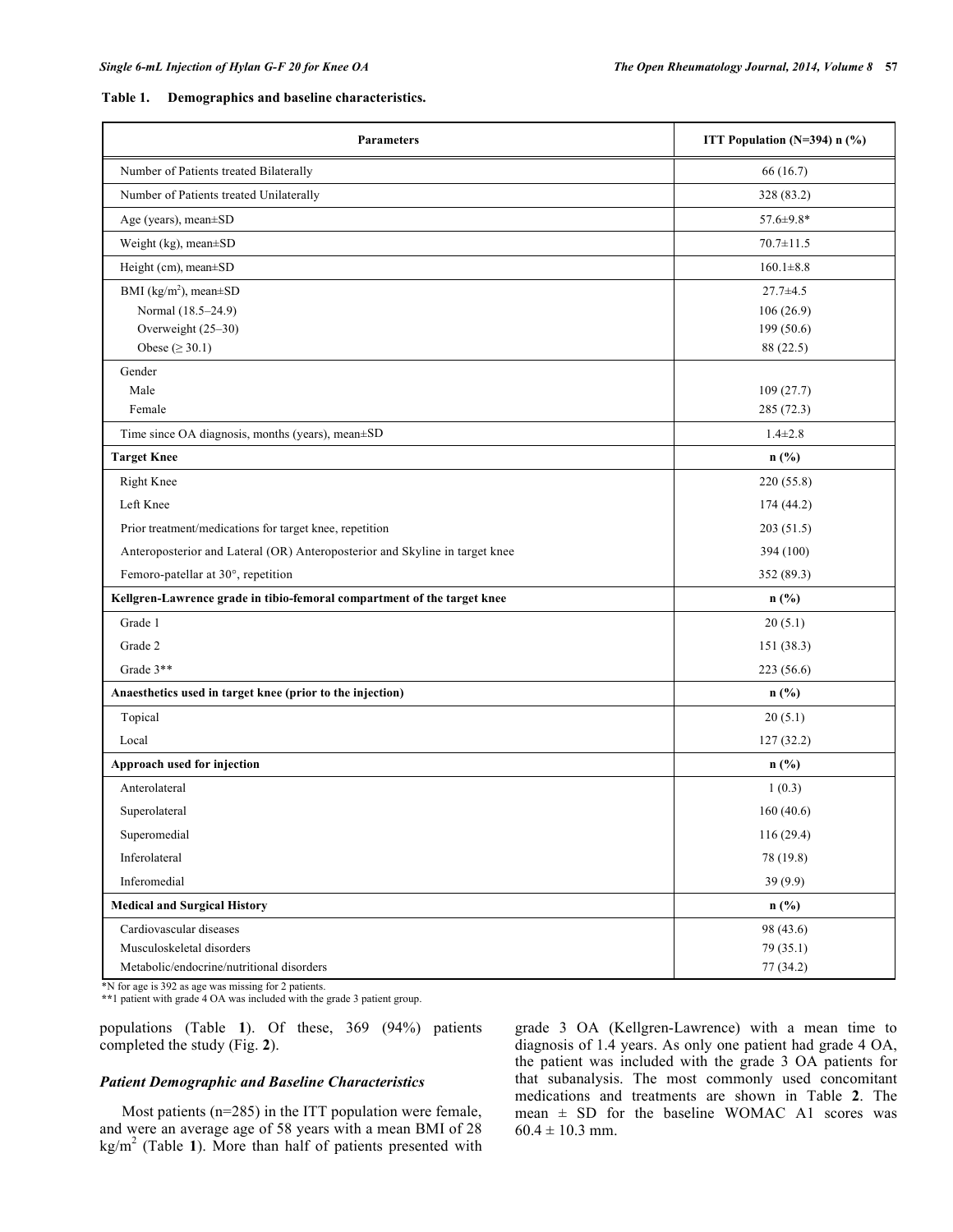**Table 1. Demographics and baseline characteristics.**

| Parameters | ITT Population (N=394) n (%) |
|---|---|
| Number of Patients treated Bilaterally | 66 (16.7) |
| Number of Patients treated Unilaterally | 328 (83.2) |
| Age (years), mean±SD | 57.6±9.8* |
| Weight (kg), mean±SD | 70.7±11.5 |
| Height (cm), mean±SD | 160.1±8.8 |
| BMI (kg/m²), mean±SD | 27.7±4.5 |
| Normal (18.5–24.9) | 106 (26.9) |
| Overweight (25–30) | 199 (50.6) |
| Obese (≥ 30.1) | 88 (22.5) |
| Gender | |
| Male | 109 (27.7) |
| Female | 285 (72.3) |
| Time since OA diagnosis, months (years), mean±SD | 1.4±2.8 |
| **Target Knee** | **n (%)** |
| Right Knee | 220 (55.8) |
| Left Knee | 174 (44.2) |
| Prior treatment/medications for target knee, repetition | 203 (51.5) |
| Anteroposterior and Lateral (OR) Anteroposterior and Skyline in target knee | 394 (100) |
| Femoro-patellar at 30°, repetition | 352 (89.3) |
| **Kellgren-Lawrence grade in tibio-femoral compartment of the target knee** | **n (%)** |
| Grade 1 | 20 (5.1) |
| Grade 2 | 151 (38.3) |
| Grade 3** | 223 (56.6) |
| **Anaesthetics used in target knee (prior to the injection)** | **n (%)** |
| Topical | 20 (5.1) |
| Local | 127 (32.2) |
| **Approach used for injection** | **n (%)** |
| Anterolateral | 1 (0.3) |
| Superolateral | 160 (40.6) |
| Superomedial | 116 (29.4) |
| Inferolateral | 78 (19.8) |
| Inferomedial | 39 (9.9) |
| **Medical and Surgical History** | **n (%)** |
| Cardiovascular diseases | 98 (43.6) |
| Musculoskeletal disorders | 79 (35.1) |
| Metabolic/endocrine/nutritional disorders | 77 (34.2) |

*N for age is 392 as age was missing for 2 patients.
**1 patient with grade 4 OA was included with the grade 3 patient group.

populations (Table **1**). Of these, 369 (94%) patients completed the study (Fig. **2**).

### *Patient Demographic and Baseline Characteristics*

Most patients (n=285) in the ITT population were female, and were an average age of 58 years with a mean BMI of 28 kg/m² (Table **1**). More than half of patients presented with grade 3 OA (Kellgren-Lawrence) with a mean time to diagnosis of 1.4 years. As only one patient had grade 4 OA, the patient was included with the grade 3 OA patients for that subanalysis. The most commonly used concomitant medications and treatments are shown in Table **2**. The mean ± SD for the baseline WOMAC A1 scores was 60.4 ± 10.3 mm.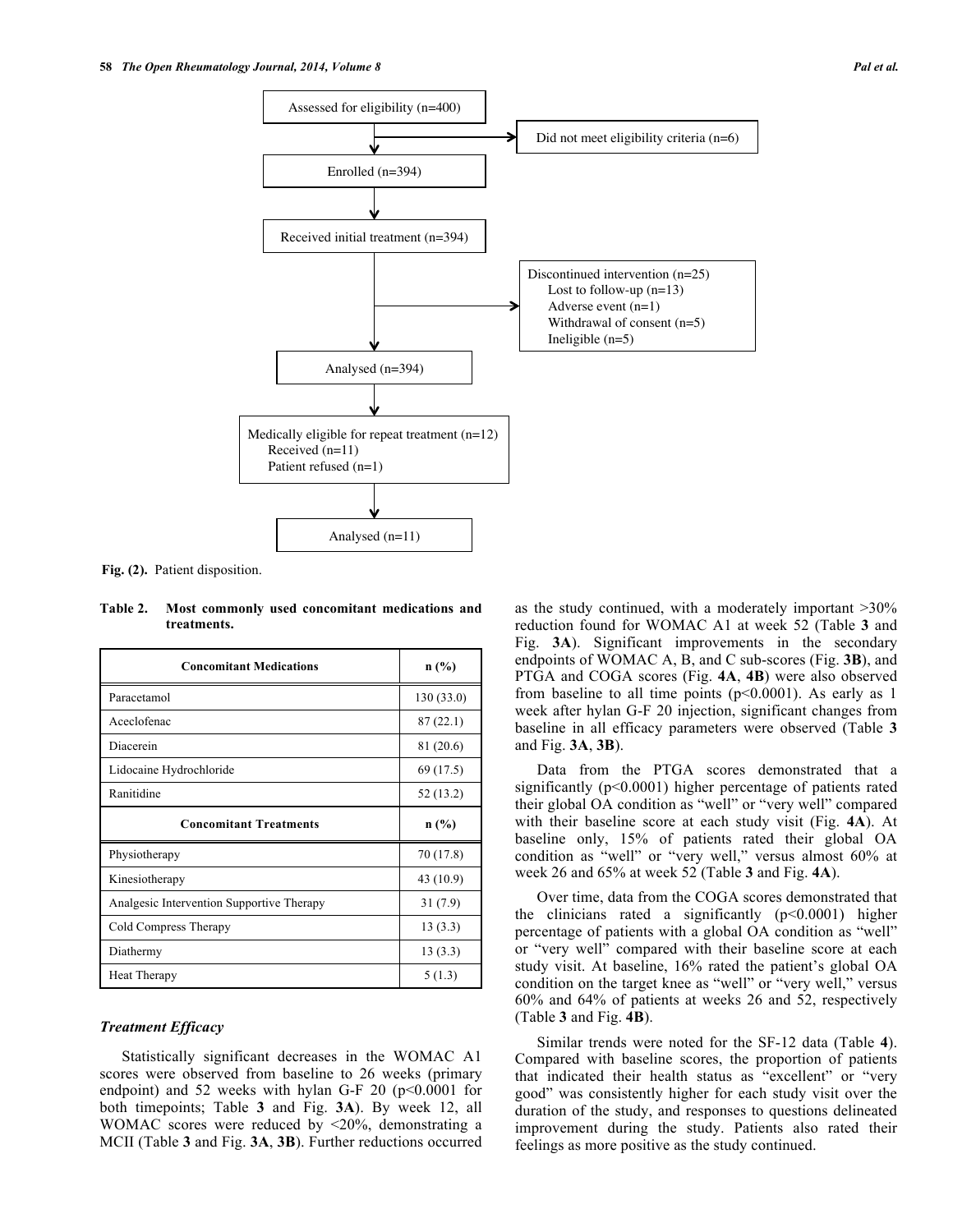Assessed for eligibility (n=400)

Did not meet eligibility criteria (n=6)

Enrolled (n=394)

Received initial treatment (n=394)

Discontinued intervention (n=25)
- Lost to follow-up (n=13)
- Adverse event (n=1)
- Withdrawal of consent (n=5)
- Ineligible (n=5)

Analysed (n=394)

Medically eligible for repeat treatment (n=12)
- Received (n=11)
- Patient refused (n=1)

Analysed (n=11)

**Fig. (2).** Patient disposition.

**Table 2. Most commonly used concomitant medications and treatments.**

| Concomitant Medications | n (%) |
|---|---|
| Paracetamol | 130 (33.0) |
| Aceclofenac | 87 (22.1) |
| Diacerein | 81 (20.6) |
| Lidocaine Hydrochloride | 69 (17.5) |
| Ranitidine | 52 (13.2) |
| **Concomitant Treatments** | **n (%)** |
| Physiotherapy | 70 (17.8) |
| Kinesiotherapy | 43 (10.9) |
| Analgesic Intervention Supportive Therapy | 31 (7.9) |
| Cold Compress Therapy | 13 (3.3) |
| Diathermy | 13 (3.3) |
| Heat Therapy | 5 (1.3) |

### *Treatment Efficacy*

Statistically significant decreases in the WOMAC A1 scores were observed from baseline to 26 weeks (primary endpoint) and 52 weeks with hylan G-F 20 ($p<0.0001$ for both timepoints; Table **3** and Fig. **3A**). By week 12, all WOMAC scores were reduced by <20%, demonstrating a MCII (Table **3** and Fig. **3A**, **3B**). Further reductions occurred as the study continued, with a moderately important >30% reduction found for WOMAC A1 at week 52 (Table **3** and Fig. **3A**). Significant improvements in the secondary endpoints of WOMAC A, B, and C sub-scores (Fig. **3B**), and PTGA and COGA scores (Fig. **4A**, **4B**) were also observed from baseline to all time points ($p<0.0001$). As early as 1 week after hylan G-F 20 injection, significant changes from baseline in all efficacy parameters were observed (Table **3** and Fig. **3A**, **3B**).

Data from the PTGA scores demonstrated that a significantly ($p<0.0001$) higher percentage of patients rated their global OA condition as "well" or "very well" compared with their baseline score at each study visit (Fig. **4A**). At baseline only, 15% of patients rated their global OA condition as "well" or "very well," versus almost 60% at week 26 and 65% at week 52 (Table **3** and Fig. **4A**).

Over time, data from the COGA scores demonstrated that the clinicians rated a significantly ($p<0.0001$) higher percentage of patients with a global OA condition as "well" or "very well" compared with their baseline score at each study visit. At baseline, 16% rated the patient's global OA condition on the target knee as "well" or "very well," versus 60% and 64% of patients at weeks 26 and 52, respectively (Table **3** and Fig. **4B**).

Similar trends were noted for the SF-12 data (Table **4**). Compared with baseline scores, the proportion of patients that indicated their health status as "excellent" or "very good" was consistently higher for each study visit over the duration of the study, and responses to questions delineated improvement during the study. Patients also rated their feelings as more positive as the study continued.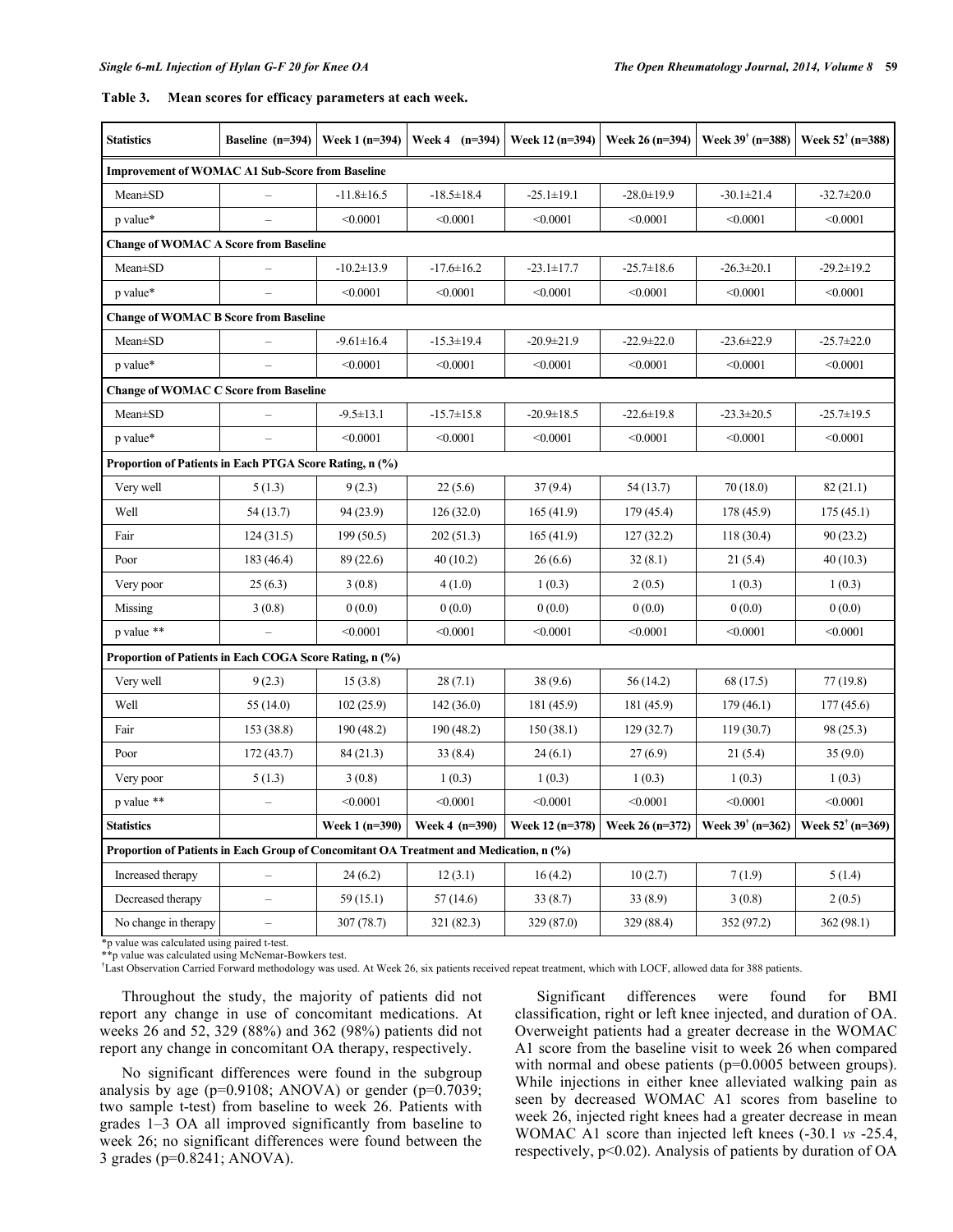**Table 3. Mean scores for efficacy parameters at each week.**

| Statistics | Baseline (n=394) | Week 1 (n=394) | Week 4 (n=394) | Week 12 (n=394) | Week 26 (n=394) | Week 39[†] (n=388) | Week 52[†] (n=388) |
|---|---|---|---|---|---|---|---|
| **Improvement of WOMAC A1 Sub-Score from Baseline** | | | | | | | |
| Mean±SD | – | -11.8±16.5 | -18.5±18.4 | -25.1±19.1 | -28.0±19.9 | -30.1±21.4 | -32.7±20.0 |
| p value* | – | <0.0001 | <0.0001 | <0.0001 | <0.0001 | <0.0001 | <0.0001 |
| **Change of WOMAC A Score from Baseline** | | | | | | | |
| Mean±SD | – | -10.2±13.9 | -17.6±16.2 | -23.1±17.7 | -25.7±18.6 | -26.3±20.1 | -29.2±19.2 |
| p value* | – | <0.0001 | <0.0001 | <0.0001 | <0.0001 | <0.0001 | <0.0001 |
| **Change of WOMAC B Score from Baseline** | | | | | | | |
| Mean±SD | – | -9.61±16.4 | -15.3±19.4 | -20.9±21.9 | -22.9±22.0 | -23.6±22.9 | -25.7±22.0 |
| p value* | – | <0.0001 | <0.0001 | <0.0001 | <0.0001 | <0.0001 | <0.0001 |
| **Change of WOMAC C Score from Baseline** | | | | | | | |
| Mean±SD | – | -9.5±13.1 | -15.7±15.8 | -20.9±18.5 | -22.6±19.8 | -23.3±20.5 | -25.7±19.5 |
| p value* | – | <0.0001 | <0.0001 | <0.0001 | <0.0001 | <0.0001 | <0.0001 |
| **Proportion of Patients in Each PTGA Score Rating, n (%)** | | | | | | | |
| Very well | 5 (1.3) | 9 (2.3) | 22 (5.6) | 37 (9.4) | 54 (13.7) | 70 (18.0) | 82 (21.1) |
| Well | 54 (13.7) | 94 (23.9) | 126 (32.0) | 165 (41.9) | 179 (45.4) | 178 (45.9) | 175 (45.1) |
| Fair | 124 (31.5) | 199 (50.5) | 202 (51.3) | 165 (41.9) | 127 (32.2) | 118 (30.4) | 90 (23.2) |
| Poor | 183 (46.4) | 89 (22.6) | 40 (10.2) | 26 (6.6) | 32 (8.1) | 21 (5.4) | 40 (10.3) |
| Very poor | 25 (6.3) | 3 (0.8) | 4 (1.0) | 1 (0.3) | 2 (0.5) | 1 (0.3) | 1 (0.3) |
| Missing | 3 (0.8) | 0 (0.0) | 0 (0.0) | 0 (0.0) | 0 (0.0) | 0 (0.0) | 0 (0.0) |
| p value ** | – | <0.0001 | <0.0001 | <0.0001 | <0.0001 | <0.0001 | <0.0001 |
| **Proportion of Patients in Each COGA Score Rating, n (%)** | | | | | | | |
| Very well | 9 (2.3) | 15 (3.8) | 28 (7.1) | 38 (9.6) | 56 (14.2) | 68 (17.5) | 77 (19.8) |
| Well | 55 (14.0) | 102 (25.9) | 142 (36.0) | 181 (45.9) | 181 (45.9) | 179 (46.1) | 177 (45.6) |
| Fair | 153 (38.8) | 190 (48.2) | 190 (48.2) | 150 (38.1) | 129 (32.7) | 119 (30.7) | 98 (25.3) |
| Poor | 172 (43.7) | 84 (21.3) | 33 (8.4) | 24 (6.1) | 27 (6.9) | 21 (5.4) | 35 (9.0) |
| Very poor | 5 (1.3) | 3 (0.8) | 1 (0.3) | 1 (0.3) | 1 (0.3) | 1 (0.3) | 1 (0.3) |
| p value ** | – | <0.0001 | <0.0001 | <0.0001 | <0.0001 | <0.0001 | <0.0001 |
| **Statistics** | | **Week 1 (n=390)** | **Week 4 (n=390)** | **Week 12 (n=378)** | **Week 26 (n=372)** | **Week 39[†] (n=362)** | **Week 52[†] (n=369)** |
| **Proportion of Patients in Each Group of Concomitant OA Treatment and Medication, n (%)** | | | | | | | |
| Increased therapy | – | 24 (6.2) | 12 (3.1) | 16 (4.2) | 10 (2.7) | 7 (1.9) | 5 (1.4) |
| Decreased therapy | – | 59 (15.1) | 57 (14.6) | 33 (8.7) | 33 (8.9) | 3 (0.8) | 2 (0.5) |
| No change in therapy | – | 307 (78.7) | 321 (82.3) | 329 (87.0) | 329 (88.4) | 352 (97.2) | 362 (98.1) |

*p value was calculated using paired t-test.
**p value was calculated using McNemar-Bowkers test.
[†]Last Observation Carried Forward methodology was used. At Week 26, six patients received repeat treatment, which with LOCF, allowed data for 388 patients.

Throughout the study, the majority of patients did not report any change in use of concomitant medications. At weeks 26 and 52, 329 (88%) and 362 (98%) patients did not report any change in concomitant OA therapy, respectively.

No significant differences were found in the subgroup analysis by age ($p=0.9108$; ANOVA) or gender ($p=0.7039$; two sample t-test) from baseline to week 26. Patients with grades 1–3 OA all improved significantly from baseline to week 26; no significant differences were found between the 3 grades ($p=0.8241$; ANOVA).

Significant differences were found for BMI classification, right or left knee injected, and duration of OA. Overweight patients had a greater decrease in the WOMAC A1 score from the baseline visit to week 26 when compared with normal and obese patients ($p=0.0005$ between groups). While injections in either knee alleviated walking pain as seen by decreased WOMAC A1 scores from baseline to week 26, injected right knees had a greater decrease in mean WOMAC A1 score than injected left knees (-30.1 *vs* -25.4, respectively, $p<0.02$). Analysis of patients by duration of OA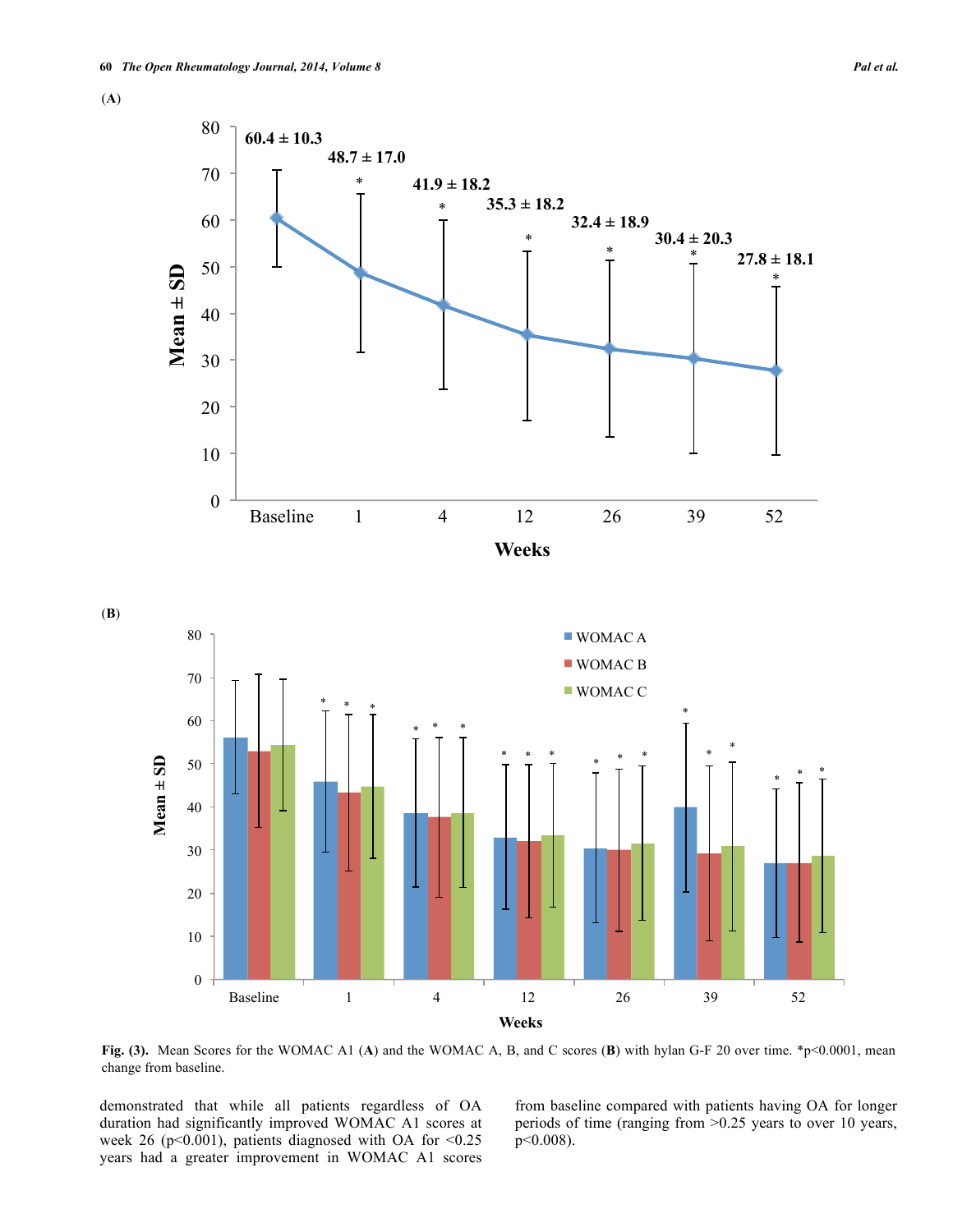Fig. (3). Mean Scores for the WOMAC A1 (A) and the WOMAC A, B, and C scores (B) with hylan G-F 20 over time. *p<0.0001, mean change from baseline.

demonstrated that while all patients regardless of OA duration had significantly improved WOMAC A1 scores at week 26 (p<0.001), patients diagnosed with OA for <0.25 years had a greater improvement in WOMAC A1 scores from baseline compared with patients having OA for longer periods of time (ranging from >0.25 years to over 10 years, p<0.008).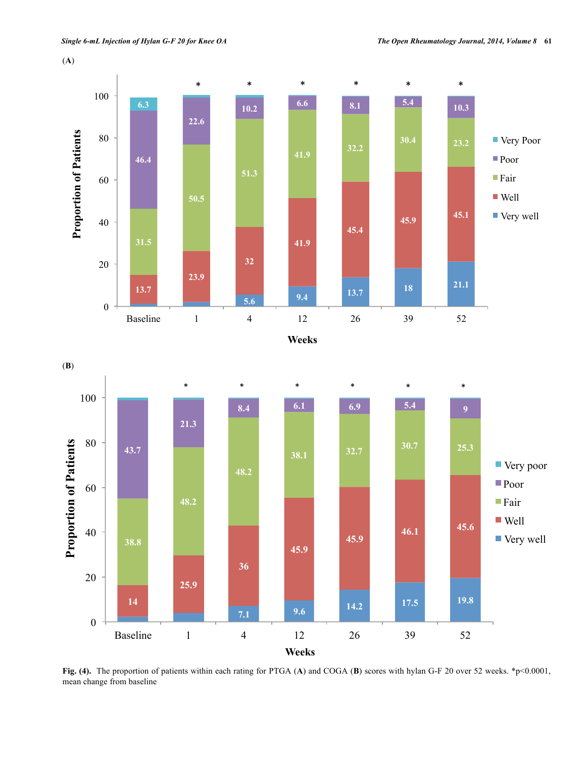**(A)**

**(B)**

**Fig. (4).** The proportion of patients within each rating for PTGA (**A**) and COGA (**B**) scores with hylan G-F 20 over 52 weeks. *p<0.0001, mean change from baseline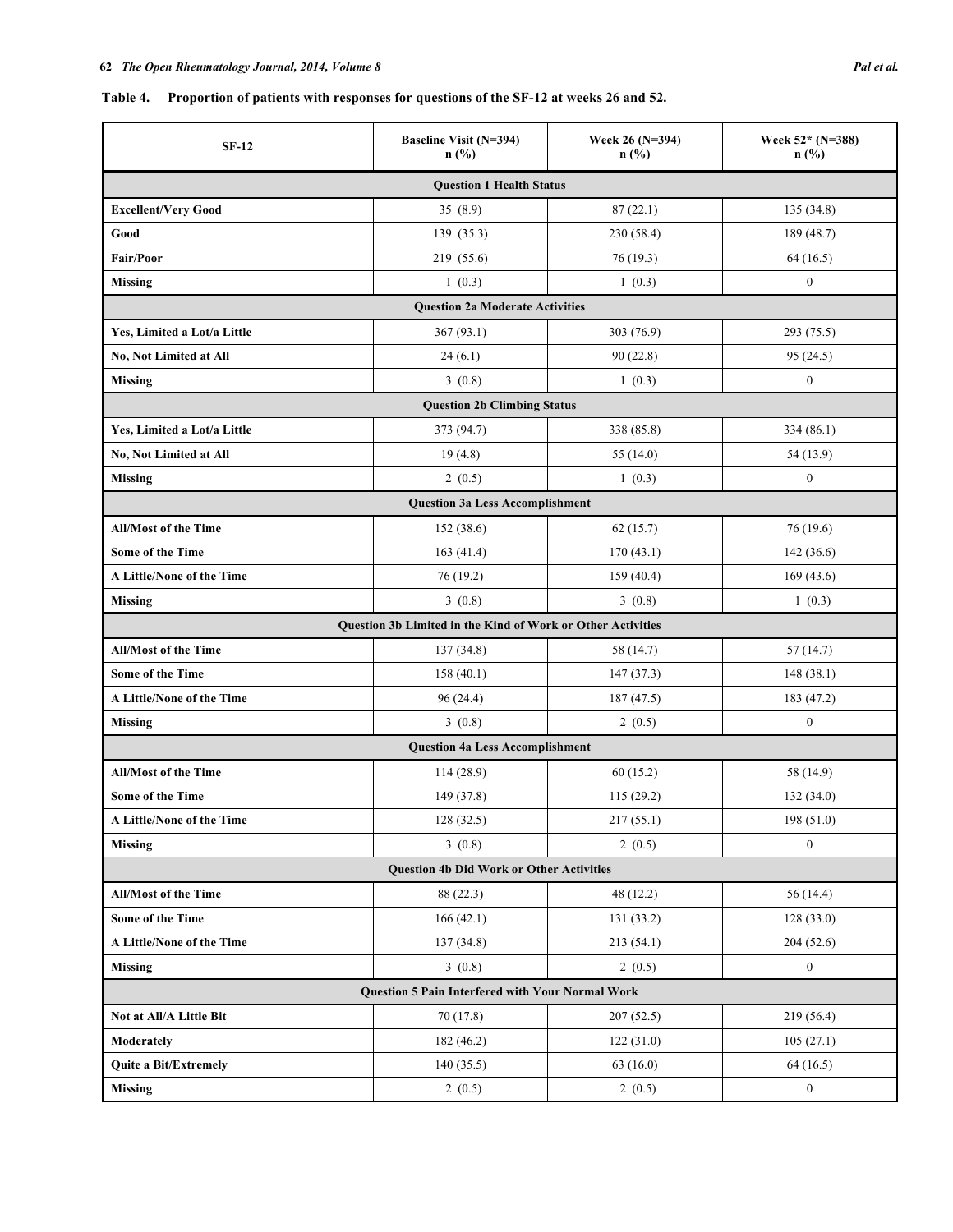**Table 4. Proportion of patients with responses for questions of the SF-12 at weeks 26 and 52.**

| SF-12 | Baseline Visit (N=394) n (%) | Week 26 (N=394) n (%) | Week 52* (N=388) n (%) |
|---|---|---|---|
| **Question 1 Health Status** | | | |
| **Excellent/Very Good** | 35 (8.9) | 87 (22.1) | 135 (34.8) |
| **Good** | 139 (35.3) | 230 (58.4) | 189 (48.7) |
| **Fair/Poor** | 219 (55.6) | 76 (19.3) | 64 (16.5) |
| **Missing** | 1 (0.3) | 1 (0.3) | 0 |
| **Question 2a Moderate Activities** | | | |
| **Yes, Limited a Lot/a Little** | 367 (93.1) | 303 (76.9) | 293 (75.5) |
| **No, Not Limited at All** | 24 (6.1) | 90 (22.8) | 95 (24.5) |
| **Missing** | 3 (0.8) | 1 (0.3) | 0 |
| **Question 2b Climbing Status** | | | |
| **Yes, Limited a Lot/a Little** | 373 (94.7) | 338 (85.8) | 334 (86.1) |
| **No, Not Limited at All** | 19 (4.8) | 55 (14.0) | 54 (13.9) |
| **Missing** | 2 (0.5) | 1 (0.3) | 0 |
| **Question 3a Less Accomplishment** | | | |
| **All/Most of the Time** | 152 (38.6) | 62 (15.7) | 76 (19.6) |
| **Some of the Time** | 163 (41.4) | 170 (43.1) | 142 (36.6) |
| **A Little/None of the Time** | 76 (19.2) | 159 (40.4) | 169 (43.6) |
| **Missing** | 3 (0.8) | 3 (0.8) | 1 (0.3) |
| **Question 3b Limited in the Kind of Work or Other Activities** | | | |
| **All/Most of the Time** | 137 (34.8) | 58 (14.7) | 57 (14.7) |
| **Some of the Time** | 158 (40.1) | 147 (37.3) | 148 (38.1) |
| **A Little/None of the Time** | 96 (24.4) | 187 (47.5) | 183 (47.2) |
| **Missing** | 3 (0.8) | 2 (0.5) | 0 |
| **Question 4a Less Accomplishment** | | | |
| **All/Most of the Time** | 114 (28.9) | 60 (15.2) | 58 (14.9) |
| **Some of the Time** | 149 (37.8) | 115 (29.2) | 132 (34.0) |
| **A Little/None of the Time** | 128 (32.5) | 217 (55.1) | 198 (51.0) |
| **Missing** | 3 (0.8) | 2 (0.5) | 0 |
| **Question 4b Did Work or Other Activities** | | | |
| **All/Most of the Time** | 88 (22.3) | 48 (12.2) | 56 (14.4) |
| **Some of the Time** | 166 (42.1) | 131 (33.2) | 128 (33.0) |
| **A Little/None of the Time** | 137 (34.8) | 213 (54.1) | 204 (52.6) |
| **Missing** | 3 (0.8) | 2 (0.5) | 0 |
| **Question 5 Pain Interfered with Your Normal Work** | | | |
| **Not at All/A Little Bit** | 70 (17.8) | 207 (52.5) | 219 (56.4) |
| **Moderately** | 182 (46.2) | 122 (31.0) | 105 (27.1) |
| **Quite a Bit/Extremely** | 140 (35.5) | 63 (16.0) | 64 (16.5) |
| **Missing** | 2 (0.5) | 2 (0.5) | 0 |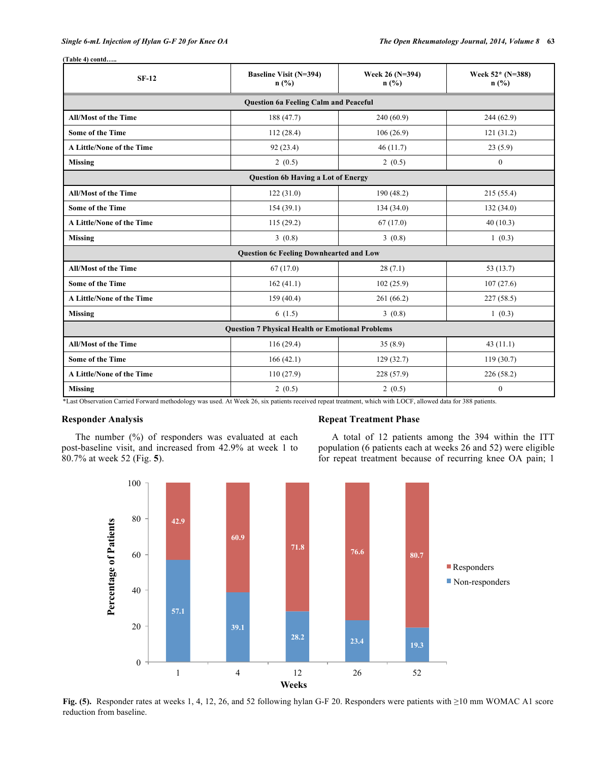(Table 4) contd…..

| SF-12 | Baseline Visit (N=394) n (%) | Week 26 (N=394) n (%) | Week 52* (N=388) n (%) |
|---|---|---|---|
| **Question 6a Feeling Calm and Peaceful** | | | |
| All/Most of the Time | 188 (47.7) | 240 (60.9) | 244 (62.9) |
| Some of the Time | 112 (28.4) | 106 (26.9) | 121 (31.2) |
| A Little/None of the Time | 92 (23.4) | 46 (11.7) | 23 (5.9) |
| Missing | 2 (0.5) | 2 (0.5) | 0 |
| **Question 6b Having a Lot of Energy** | | | |
| All/Most of the Time | 122 (31.0) | 190 (48.2) | 215 (55.4) |
| Some of the Time | 154 (39.1) | 134 (34.0) | 132 (34.0) |
| A Little/None of the Time | 115 (29.2) | 67 (17.0) | 40 (10.3) |
| Missing | 3 (0.8) | 3 (0.8) | 1 (0.3) |
| **Question 6c Feeling Downhearted and Low** | | | |
| All/Most of the Time | 67 (17.0) | 28 (7.1) | 53 (13.7) |
| Some of the Time | 162 (41.1) | 102 (25.9) | 107 (27.6) |
| A Little/None of the Time | 159 (40.4) | 261 (66.2) | 227 (58.5) |
| Missing | 6 (1.5) | 3 (0.8) | 1 (0.3) |
| **Question 7 Physical Health or Emotional Problems** | | | |
| All/Most of the Time | 116 (29.4) | 35 (8.9) | 43 (11.1) |
| Some of the Time | 166 (42.1) | 129 (32.7) | 119 (30.7) |
| A Little/None of the Time | 110 (27.9) | 228 (57.9) | 226 (58.2) |
| Missing | 2 (0.5) | 2 (0.5) | 0 |

*Last Observation Carried Forward methodology was used. At Week 26, six patients received repeat treatment, which with LOCF, allowed data for 388 patients.

## Responder Analysis

The number (%) of responders was evaluated at each post-baseline visit, and increased from 42.9% at week 1 to 80.7% at week 52 (Fig. **5**).

## Repeat Treatment Phase

A total of 12 patients among the 394 within the ITT population (6 patients each at weeks 26 and 52) were eligible for repeat treatment because of recurring knee OA pain; 1

| Weeks | Responders (%) | Non-responders (%) |
|---|---|---|
| 1 | 42.9 | 57.1 |
| 4 | 60.9 | 39.1 |
| 12 | 71.8 | 28.2 |
| 26 | 76.6 | 23.4 |
| 52 | 80.7 | 19.3 |

**Fig. (5).** Responder rates at weeks 1, 4, 12, 26, and 52 following hylan G-F 20. Responders were patients with ≥10 mm WOMAC A1 score reduction from baseline.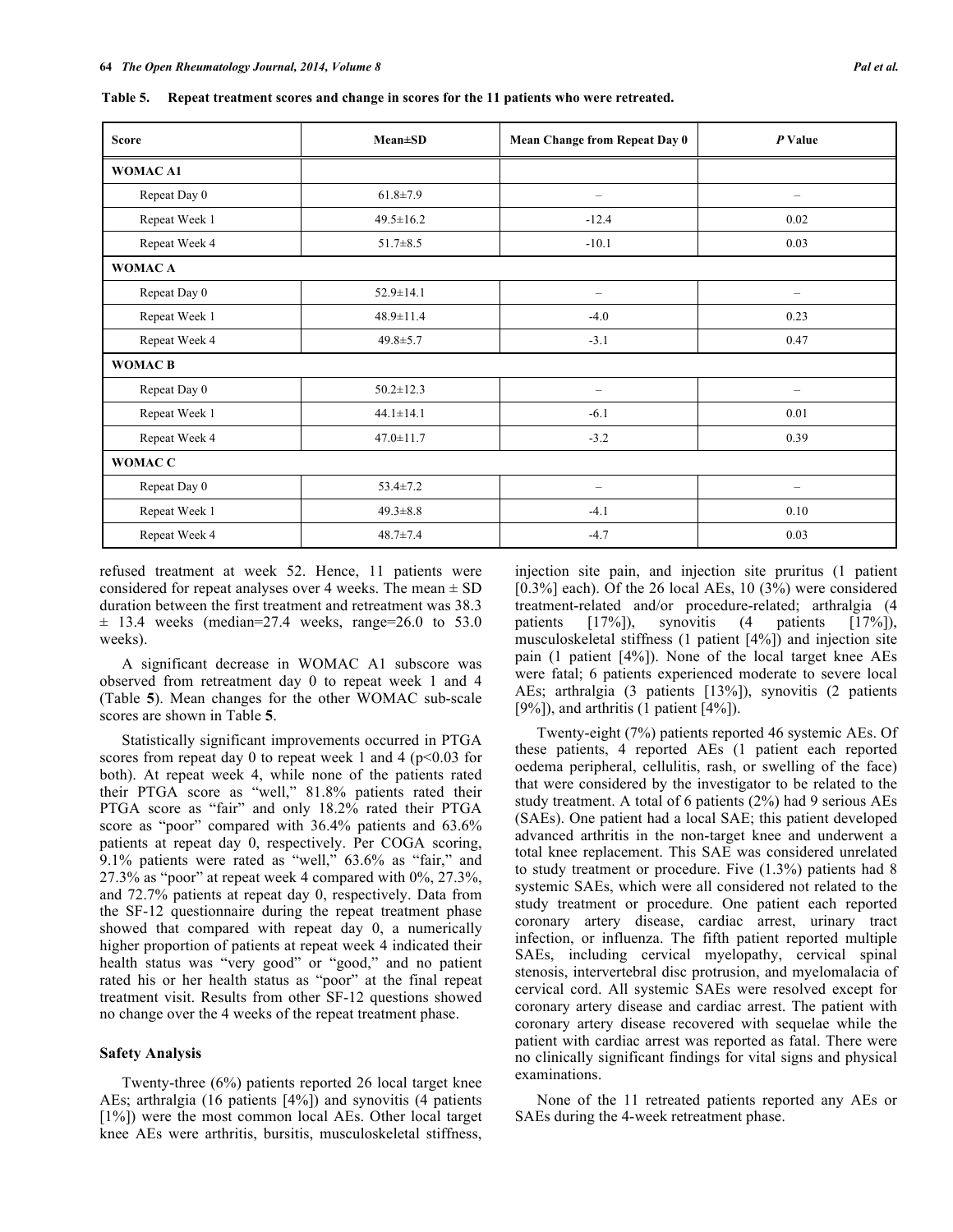**Table 5. Repeat treatment scores and change in scores for the 11 patients who were retreated.**

| Score | Mean±SD | Mean Change from Repeat Day 0 | *P* Value |
|---|---|---|---|
| **WOMAC A1** | | | |
| Repeat Day 0 | 61.8±7.9 | – | – |
| Repeat Week 1 | 49.5±16.2 | -12.4 | 0.02 |
| Repeat Week 4 | 51.7±8.5 | -10.1 | 0.03 |
| **WOMAC A** | | | |
| Repeat Day 0 | 52.9±14.1 | – | – |
| Repeat Week 1 | 48.9±11.4 | -4.0 | 0.23 |
| Repeat Week 4 | 49.8±5.7 | -3.1 | 0.47 |
| **WOMAC B** | | | |
| Repeat Day 0 | 50.2±12.3 | – | – |
| Repeat Week 1 | 44.1±14.1 | -6.1 | 0.01 |
| Repeat Week 4 | 47.0±11.7 | -3.2 | 0.39 |
| **WOMAC C** | | | |
| Repeat Day 0 | 53.4±7.2 | – | – |
| Repeat Week 1 | 49.3±8.8 | -4.1 | 0.10 |
| Repeat Week 4 | 48.7±7.4 | -4.7 | 0.03 |

refused treatment at week 52. Hence, 11 patients were considered for repeat analyses over 4 weeks. The mean ± SD duration between the first treatment and retreatment was 38.3 ± 13.4 weeks (median=27.4 weeks, range=26.0 to 53.0 weeks).

A significant decrease in WOMAC A1 subscore was observed from retreatment day 0 to repeat week 1 and 4 (Table **5**). Mean changes for the other WOMAC sub-scale scores are shown in Table **5**.

Statistically significant improvements occurred in PTGA scores from repeat day 0 to repeat week 1 and 4 ($p<0.03$ for both). At repeat week 4, while none of the patients rated their PTGA score as "well," 81.8% patients rated their PTGA score as "fair" and only 18.2% rated their PTGA score as "poor" compared with 36.4% patients and 63.6% patients at repeat day 0, respectively. Per COGA scoring, 9.1% patients were rated as "well," 63.6% as "fair," and 27.3% as "poor" at repeat week 4 compared with 0%, 27.3%, and 72.7% patients at repeat day 0, respectively. Data from the SF-12 questionnaire during the repeat treatment phase showed that compared with repeat day 0, a numerically higher proportion of patients at repeat week 4 indicated their health status was "very good" or "good," and no patient rated his or her health status as "poor" at the final repeat treatment visit. Results from other SF-12 questions showed no change over the 4 weeks of the repeat treatment phase.

### Safety Analysis

Twenty-three (6%) patients reported 26 local target knee AEs; arthralgia (16 patients [4%]) and synovitis (4 patients [1%]) were the most common local AEs. Other local target knee AEs were arthritis, bursitis, musculoskeletal stiffness, injection site pain, and injection site pruritus (1 patient [0.3%] each). Of the 26 local AEs, 10 (3%) were considered treatment-related and/or procedure-related; arthralgia (4 patients [17%]), synovitis (4 patients [17%]), musculoskeletal stiffness (1 patient [4%]) and injection site pain (1 patient [4%]). None of the local target knee AEs were fatal; 6 patients experienced moderate to severe local AEs; arthralgia (3 patients [13%]), synovitis (2 patients [9%]), and arthritis (1 patient [4%]).

Twenty-eight (7%) patients reported 46 systemic AEs. Of these patients, 4 reported AEs (1 patient each reported oedema peripheral, cellulitis, rash, or swelling of the face) that were considered by the investigator to be related to the study treatment. A total of 6 patients (2%) had 9 serious AEs (SAEs). One patient had a local SAE; this patient developed advanced arthritis in the non-target knee and underwent a total knee replacement. This SAE was considered unrelated to study treatment or procedure. Five (1.3%) patients had 8 systemic SAEs, which were all considered not related to the study treatment or procedure. One patient each reported coronary artery disease, cardiac arrest, urinary tract infection, or influenza. The fifth patient reported multiple SAEs, including cervical myelopathy, cervical spinal stenosis, intervertebral disc protrusion, and myelomalacia of cervical cord. All systemic SAEs were resolved except for coronary artery disease and cardiac arrest. The patient with coronary artery disease recovered with sequelae while the patient with cardiac arrest was reported as fatal. There were no clinically significant findings for vital signs and physical examinations.

None of the 11 retreated patients reported any AEs or SAEs during the 4-week retreatment phase.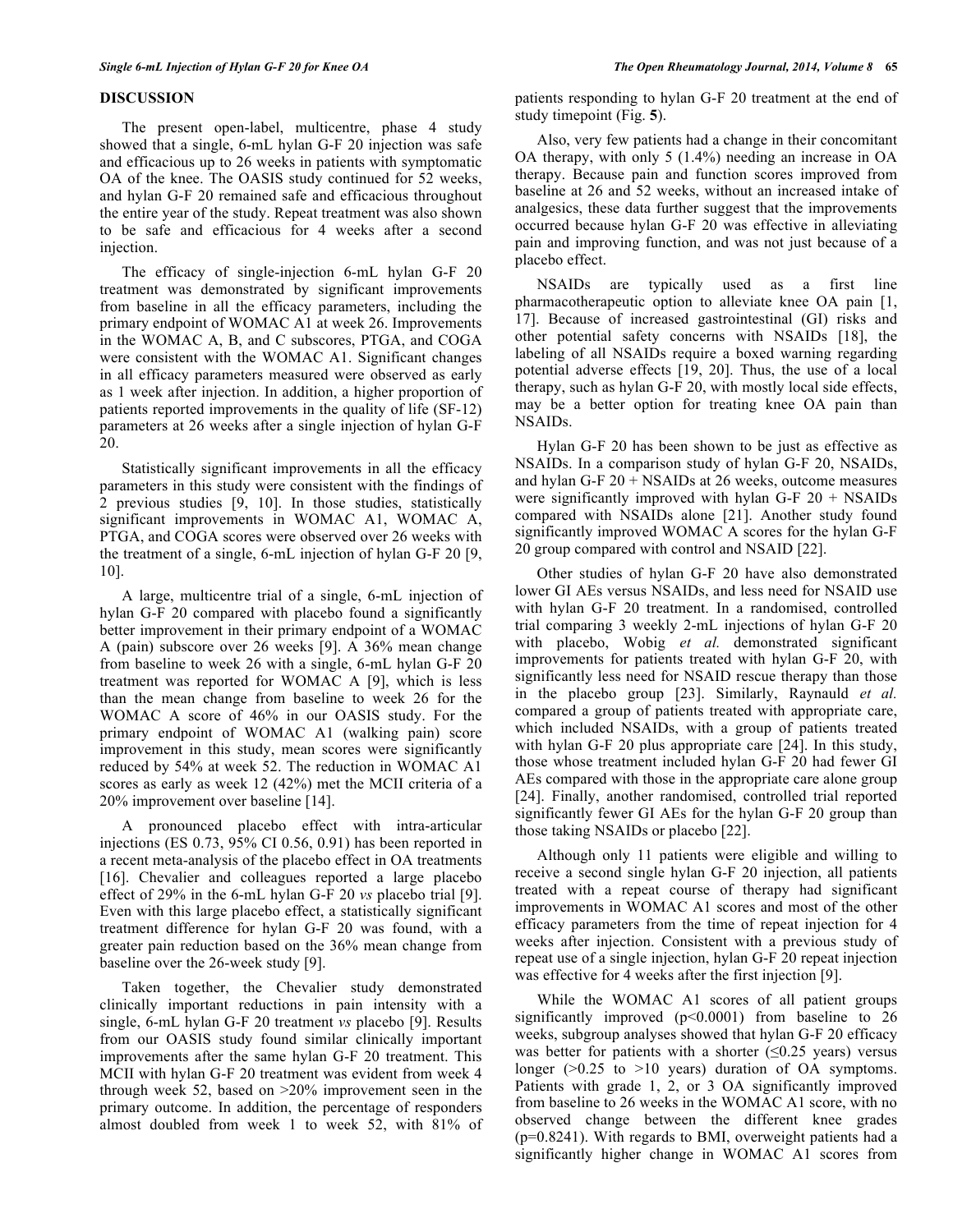## DISCUSSION

The present open-label, multicentre, phase 4 study showed that a single, 6-mL hylan G-F 20 injection was safe and efficacious up to 26 weeks in patients with symptomatic OA of the knee. The OASIS study continued for 52 weeks, and hylan G-F 20 remained safe and efficacious throughout the entire year of the study. Repeat treatment was also shown to be safe and efficacious for 4 weeks after a second injection.

The efficacy of single-injection 6-mL hylan G-F 20 treatment was demonstrated by significant improvements from baseline in all the efficacy parameters, including the primary endpoint of WOMAC A1 at week 26. Improvements in the WOMAC A, B, and C subscores, PTGA, and COGA were consistent with the WOMAC A1. Significant changes in all efficacy parameters measured were observed as early as 1 week after injection. In addition, a higher proportion of patients reported improvements in the quality of life (SF-12) parameters at 26 weeks after a single injection of hylan G-F 20.

Statistically significant improvements in all the efficacy parameters in this study were consistent with the findings of 2 previous studies [9, 10]. In those studies, statistically significant improvements in WOMAC A1, WOMAC A, PTGA, and COGA scores were observed over 26 weeks with the treatment of a single, 6-mL injection of hylan G-F 20 [9, 10].

A large, multicentre trial of a single, 6-mL injection of hylan G-F 20 compared with placebo found a significantly better improvement in their primary endpoint of a WOMAC A (pain) subscore over 26 weeks [9]. A 36% mean change from baseline to week 26 with a single, 6-mL hylan G-F 20 treatment was reported for WOMAC A [9], which is less than the mean change from baseline to week 26 for the WOMAC A score of 46% in our OASIS study. For the primary endpoint of WOMAC A1 (walking pain) score improvement in this study, mean scores were significantly reduced by 54% at week 52. The reduction in WOMAC A1 scores as early as week 12 (42%) met the MCII criteria of a 20% improvement over baseline [14].

A pronounced placebo effect with intra-articular injections (ES 0.73, 95% CI 0.56, 0.91) has been reported in a recent meta-analysis of the placebo effect in OA treatments [16]. Chevalier and colleagues reported a large placebo effect of 29% in the 6-mL hylan G-F 20 *vs* placebo trial [9]. Even with this large placebo effect, a statistically significant treatment difference for hylan G-F 20 was found, with a greater pain reduction based on the 36% mean change from baseline over the 26-week study [9].

Taken together, the Chevalier study demonstrated clinically important reductions in pain intensity with a single, 6-mL hylan G-F 20 treatment *vs* placebo [9]. Results from our OASIS study found similar clinically important improvements after the same hylan G-F 20 treatment. This MCII with hylan G-F 20 treatment was evident from week 4 through week 52, based on >20% improvement seen in the primary outcome. In addition, the percentage of responders almost doubled from week 1 to week 52, with 81% of patients responding to hylan G-F 20 treatment at the end of study timepoint (Fig. **5**).

Also, very few patients had a change in their concomitant OA therapy, with only 5 (1.4%) needing an increase in OA therapy. Because pain and function scores improved from baseline at 26 and 52 weeks, without an increased intake of analgesics, these data further suggest that the improvements occurred because hylan G-F 20 was effective in alleviating pain and improving function, and was not just because of a placebo effect.

NSAIDs are typically used as a first line pharmacotherapeutic option to alleviate knee OA pain [1, 17]. Because of increased gastrointestinal (GI) risks and other potential safety concerns with NSAIDs [18], the labeling of all NSAIDs require a boxed warning regarding potential adverse effects [19, 20]. Thus, the use of a local therapy, such as hylan G-F 20, with mostly local side effects, may be a better option for treating knee OA pain than NSAIDs.

Hylan G-F 20 has been shown to be just as effective as NSAIDs. In a comparison study of hylan G-F 20, NSAIDs, and hylan G-F 20 + NSAIDs at 26 weeks, outcome measures were significantly improved with hylan G-F 20 + NSAIDs compared with NSAIDs alone [21]. Another study found significantly improved WOMAC A scores for the hylan G-F 20 group compared with control and NSAID [22].

Other studies of hylan G-F 20 have also demonstrated lower GI AEs versus NSAIDs, and less need for NSAID use with hylan G-F 20 treatment. In a randomised, controlled trial comparing 3 weekly 2-mL injections of hylan G-F 20 with placebo, Wobig *et al.* demonstrated significant improvements for patients treated with hylan G-F 20, with significantly less need for NSAID rescue therapy than those in the placebo group [23]. Similarly, Raynauld *et al.* compared a group of patients treated with appropriate care, which included NSAIDs, with a group of patients treated with hylan G-F 20 plus appropriate care [24]. In this study, those whose treatment included hylan G-F 20 had fewer GI AEs compared with those in the appropriate care alone group [24]. Finally, another randomised, controlled trial reported significantly fewer GI AEs for the hylan G-F 20 group than those taking NSAIDs or placebo [22].

Although only 11 patients were eligible and willing to receive a second single hylan G-F 20 injection, all patients treated with a repeat course of therapy had significant improvements in WOMAC A1 scores and most of the other efficacy parameters from the time of repeat injection for 4 weeks after injection. Consistent with a previous study of repeat use of a single injection, hylan G-F 20 repeat injection was effective for 4 weeks after the first injection [9].

While the WOMAC A1 scores of all patient groups significantly improved ($p<0.0001$) from baseline to 26 weeks, subgroup analyses showed that hylan G-F 20 efficacy was better for patients with a shorter (≤0.25 years) versus longer (>0.25 to >10 years) duration of OA symptoms. Patients with grade 1, 2, or 3 OA significantly improved from baseline to 26 weeks in the WOMAC A1 score, with no observed change between the different knee grades ($p=0.8241$). With regards to BMI, overweight patients had a significantly higher change in WOMAC A1 scores from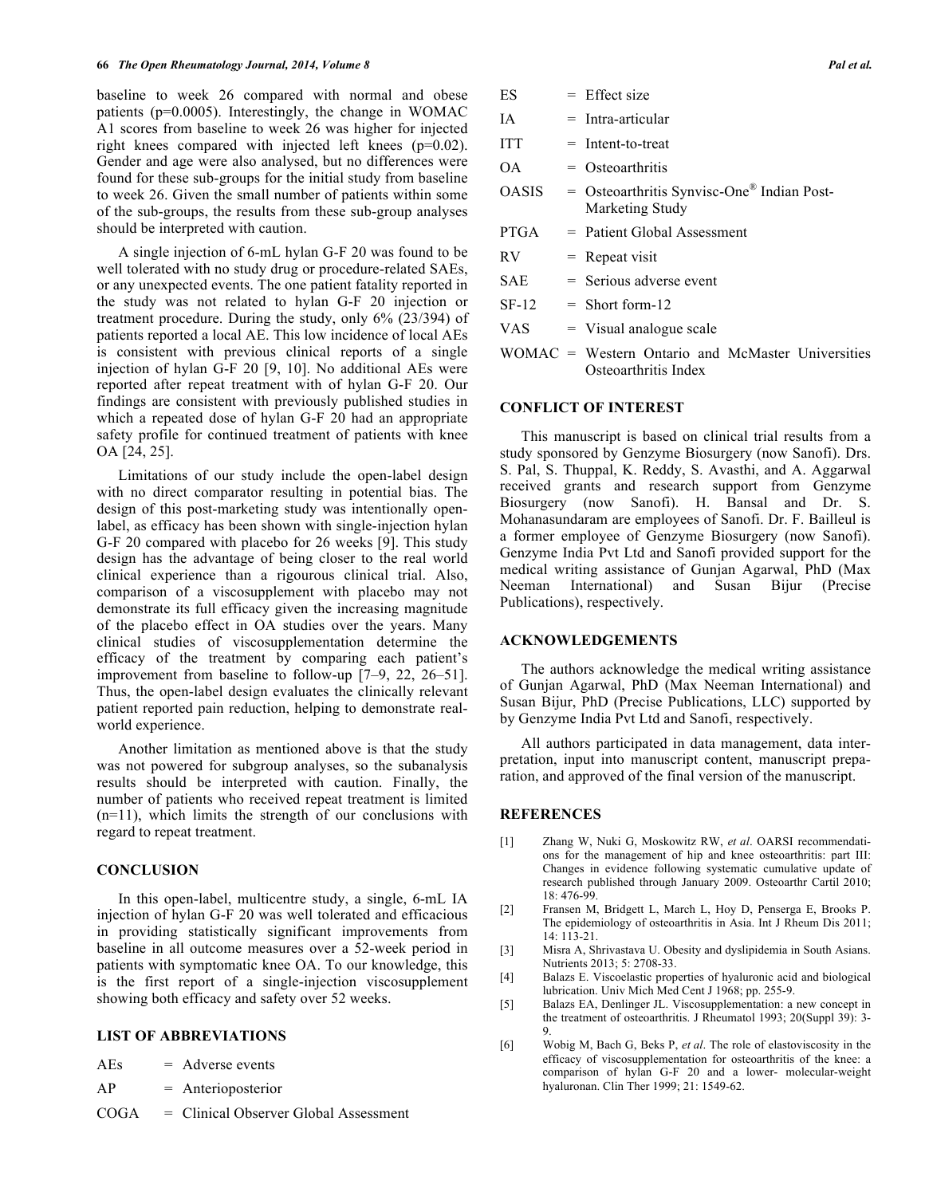baseline to week 26 compared with normal and obese patients (p=0.0005). Interestingly, the change in WOMAC A1 scores from baseline to week 26 was higher for injected right knees compared with injected left knees (p=0.02). Gender and age were also analysed, but no differences were found for these sub-groups for the initial study from baseline to week 26. Given the small number of patients within some of the sub-groups, the results from these sub-group analyses should be interpreted with caution.

A single injection of 6-mL hylan G-F 20 was found to be well tolerated with no study drug or procedure-related SAEs, or any unexpected events. The one patient fatality reported in the study was not related to hylan G-F 20 injection or treatment procedure. During the study, only 6% (23/394) of patients reported a local AE. This low incidence of local AEs is consistent with previous clinical reports of a single injection of hylan G-F 20 [9, 10]. No additional AEs were reported after repeat treatment with of hylan G-F 20. Our findings are consistent with previously published studies in which a repeated dose of hylan G-F 20 had an appropriate safety profile for continued treatment of patients with knee OA [24, 25].

Limitations of our study include the open-label design with no direct comparator resulting in potential bias. The design of this post-marketing study was intentionally open-label, as efficacy has been shown with single-injection hylan G-F 20 compared with placebo for 26 weeks [9]. This study design has the advantage of being closer to the real world clinical experience than a rigourous clinical trial. Also, comparison of a viscosupplement with placebo may not demonstrate its full efficacy given the increasing magnitude of the placebo effect in OA studies over the years. Many clinical studies of viscosupplementation determine the efficacy of the treatment by comparing each patient's improvement from baseline to follow-up [7–9, 22, 26–51]. Thus, the open-label design evaluates the clinically relevant patient reported pain reduction, helping to demonstrate real-world experience.

Another limitation as mentioned above is that the study was not powered for subgroup analyses, so the subanalysis results should be interpreted with caution. Finally, the number of patients who received repeat treatment is limited (n=11), which limits the strength of our conclusions with regard to repeat treatment.

## CONCLUSION

In this open-label, multicentre study, a single, 6-mL IA injection of hylan G-F 20 was well tolerated and efficacious in providing statistically significant improvements from baseline in all outcome measures over a 52-week period in patients with symptomatic knee OA. To our knowledge, this is the first report of a single-injection viscosupplement showing both efficacy and safety over 52 weeks.

## LIST OF ABBREVIATIONS

| | | |
|---|---|---|
| AEs | = | Adverse events |
| AP | = | Anterioposterior |
| COGA | = | Clinical Observer Global Assessment |
| ES | = | Effect size |
| IA | = | Intra-articular |
| ITT | = | Intent-to-treat |
| OA | = | Osteoarthritis |
| OASIS | = | Osteoarthritis Synvisc-One® Indian Post-Marketing Study |
| PTGA | = | Patient Global Assessment |
| RV | = | Repeat visit |
| SAE | = | Serious adverse event |
| SF-12 | = | Short form-12 |
| VAS | = | Visual analogue scale |
| WOMAC | = | Western Ontario and McMaster Universities Osteoarthritis Index |

## CONFLICT OF INTEREST

This manuscript is based on clinical trial results from a study sponsored by Genzyme Biosurgery (now Sanofi). Drs. S. Pal, S. Thuppal, K. Reddy, S. Avasthi, and A. Aggarwal received grants and research support from Genzyme Biosurgery (now Sanofi). H. Bansal and Dr. S. Mohanasundaram are employees of Sanofi. Dr. F. Bailleul is a former employee of Genzyme Biosurgery (now Sanofi). Genzyme India Pvt Ltd and Sanofi provided support for the medical writing assistance of Gunjan Agarwal, PhD (Max Neeman International) and Susan Bijur (Precise Publications), respectively.

## ACKNOWLEDGEMENTS

The authors acknowledge the medical writing assistance of Gunjan Agarwal, PhD (Max Neeman International) and Susan Bijur, PhD (Precise Publications, LLC) supported by by Genzyme India Pvt Ltd and Sanofi, respectively.

All authors participated in data management, data interpretation, input into manuscript content, manuscript preparation, and approved of the final version of the manuscript.

## REFERENCES

[1] Zhang W, Nuki G, Moskowitz RW, *et al*. OARSI recommendations for the management of hip and knee osteoarthritis: part III: Changes in evidence following systematic cumulative update of research published through January 2009. Osteoarthr Cartil 2010; 18: 476-99.

[2] Fransen M, Bridgett L, March L, Hoy D, Penserga E, Brooks P. The epidemiology of osteoarthritis in Asia. Int J Rheum Dis 2011; 14: 113-21.

[3] Misra A, Shrivastava U. Obesity and dyslipidemia in South Asians. Nutrients 2013; 5: 2708-33.

[4] Balazs E. Viscoelastic properties of hyaluronic acid and biological lubrication. Univ Mich Med Cent J 1968; pp. 255-9.

[5] Balazs EA, Denlinger JL. Viscosupplementation: a new concept in the treatment of osteoarthritis. J Rheumatol 1993; 20(Suppl 39): 3-9.

[6] Wobig M, Bach G, Beks P, *et al*. The role of elastoviscosity in the efficacy of viscosupplementation for osteoarthritis of the knee: a comparison of hylan G-F 20 and a lower- molecular-weight hyaluronan. Clin Ther 1999; 21: 1549-62.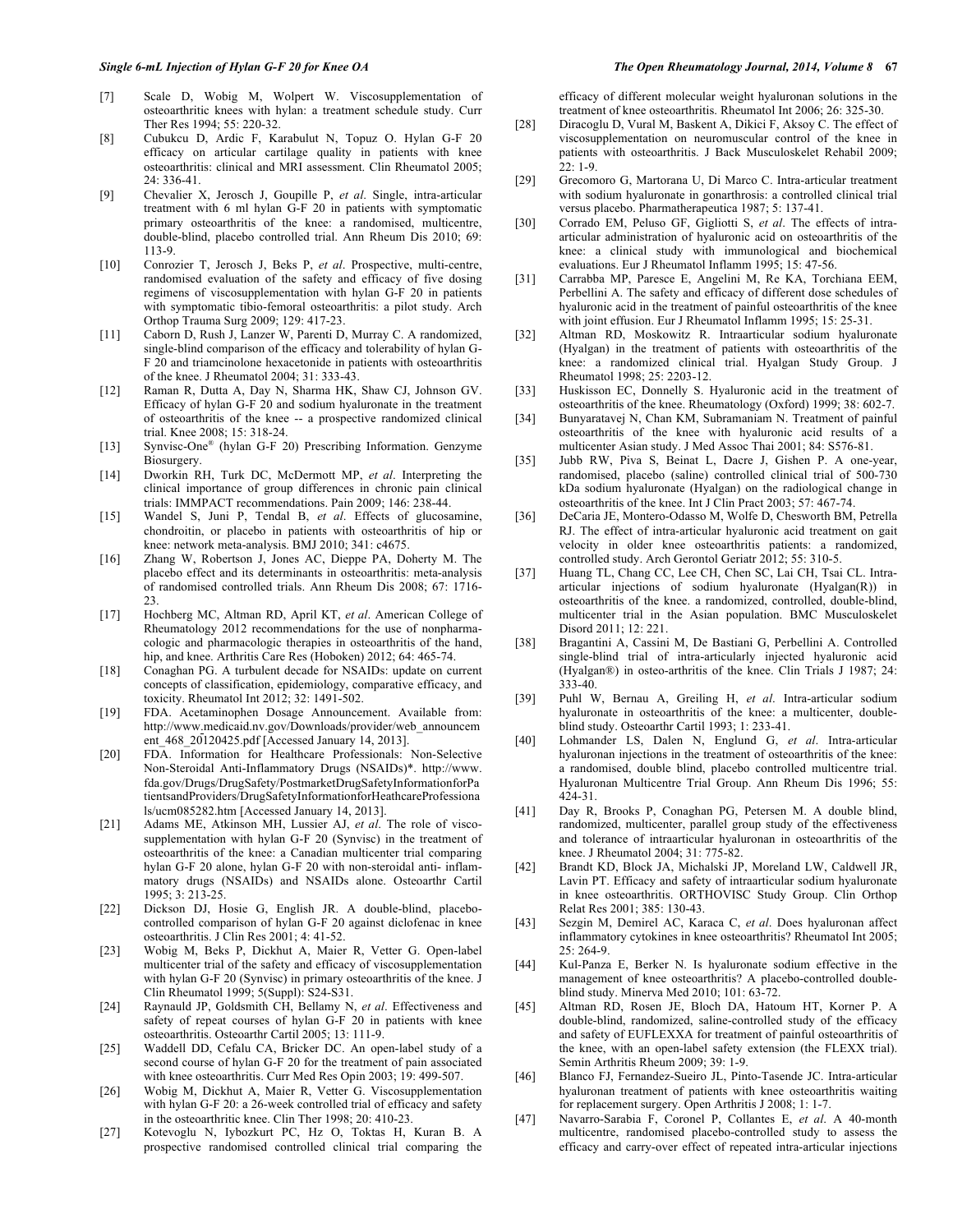[7] Scale D, Wobig M, Wolpert W. Viscosupplementation of osteoarthritic knees with hylan: a treatment schedule study. Curr Ther Res 1994; 55: 220-32.

[8] Cubukcu D, Ardic F, Karabulut N, Topuz O. Hylan G-F 20 efficacy on articular cartilage quality in patients with knee osteoarthritis: clinical and MRI assessment. Clin Rheumatol 2005; 24: 336-41.

[9] Chevalier X, Jerosch J, Goupille P, *et al*. Single, intra-articular treatment with 6 ml hylan G-F 20 in patients with symptomatic primary osteoarthritis of the knee: a randomised, multicentre, double-blind, placebo controlled trial. Ann Rheum Dis 2010; 69: 113-9.

[10] Conrozier T, Jerosch J, Beks P, *et al*. Prospective, multi-centre, randomised evaluation of the safety and efficacy of five dosing regimens of viscosupplementation with hylan G-F 20 in patients with symptomatic tibio-femoral osteoarthritis: a pilot study. Arch Orthop Trauma Surg 2009; 129: 417-23.

[11] Caborn D, Rush J, Lanzer W, Parenti D, Murray C. A randomized, single-blind comparison of the efficacy and tolerability of hylan G-F 20 and triamcinolone hexacetonide in patients with osteoarthritis of the knee. J Rheumatol 2004; 31: 333-43.

[12] Raman R, Dutta A, Day N, Sharma HK, Shaw CJ, Johnson GV. Efficacy of hylan G-F 20 and sodium hyaluronate in the treatment of osteoarthritis of the knee -- a prospective randomized clinical trial. Knee 2008; 15: 318-24.

[13] Synvisc-One® (hylan G-F 20) Prescribing Information. Genzyme Biosurgery.

[14] Dworkin RH, Turk DC, McDermott MP, *et al*. Interpreting the clinical importance of group differences in chronic pain clinical trials: IMMPACT recommendations. Pain 2009; 146: 238-44.

[15] Wandel S, Juni P, Tendal B, *et al*. Effects of glucosamine, chondroitin, or placebo in patients with osteoarthritis of hip or knee: network meta-analysis. BMJ 2010; 341: c4675.

[16] Zhang W, Robertson J, Jones AC, Dieppe PA, Doherty M. The placebo effect and its determinants in osteoarthritis: meta-analysis of randomised controlled trials. Ann Rheum Dis 2008; 67: 1716-23.

[17] Hochberg MC, Altman RD, April KT, *et al*. American College of Rheumatology 2012 recommendations for the use of nonpharmacologic and pharmacologic therapies in osteoarthritis of the hand, hip, and knee. Arthritis Care Res (Hoboken) 2012; 64: 465-74.

[18] Conaghan PG. A turbulent decade for NSAIDs: update on current concepts of classification, epidemiology, comparative efficacy, and toxicity. Rheumatol Int 2012; 32: 1491-502.

[19] FDA. Acetaminophen Dosage Announcement. Available from: http://www.medicaid.nv.gov/Downloads/provider/web_announcement_468_20120425.pdf [Accessed January 14, 2013].

[20] FDA. Information for Healthcare Professionals: Non-Selective Non-Steroidal Anti-Inflammatory Drugs (NSAIDs)*. http://www.fda.gov/Drugs/DrugSafety/PostmarketDrugSafetyInformationforPatientsandProviders/DrugSafetyInformationforHeathcareProfessionals/ucm085282.htm [Accessed January 14, 2013].

[21] Adams ME, Atkinson MH, Lussier AJ, *et al*. The role of viscosupplementation with hylan G-F 20 (Synvisc) in the treatment of osteoarthritis of the knee: a Canadian multicenter trial comparing hylan G-F 20 alone, hylan G-F 20 with non-steroidal anti- inflammatory drugs (NSAIDs) and NSAIDs alone. Osteoarthr Cartil 1995; 3: 213-25.

[22] Dickson DJ, Hosie G, English JR. A double-blind, placebo-controlled comparison of hylan G-F 20 against diclofenac in knee osteoarthritis. J Clin Res 2001; 4: 41-52.

[23] Wobig M, Beks P, Dickhut A, Maier R, Vetter G. Open-label multicenter trial of the safety and efficacy of viscosupplementation with hylan G-F 20 (Synvisc) in primary osteoarthritis of the knee. J Clin Rheumatol 1999; 5(Suppl): S24-S31.

[24] Raynauld JP, Goldsmith CH, Bellamy N, *et al*. Effectiveness and safety of repeat courses of hylan G-F 20 in patients with knee osteoarthritis. Osteoarthr Cartil 2005; 13: 111-9.

[25] Waddell DD, Cefalu CA, Bricker DC. An open-label study of a second course of hylan G-F 20 for the treatment of pain associated with knee osteoarthritis. Curr Med Res Opin 2003; 19: 499-507.

[26] Wobig M, Dickhut A, Maier R, Vetter G. Viscosupplementation with hylan G-F 20: a 26-week controlled trial of efficacy and safety in the osteoarthritic knee. Clin Ther 1998; 20: 410-23.

[27] Kotevoglu N, Iybozkurt PC, Hz O, Toktas H, Kuran B. A prospective randomised controlled clinical trial comparing the efficacy of different molecular weight hyaluronan solutions in the treatment of knee osteoarthritis. Rheumatol Int 2006; 26: 325-30.

[28] Diracoglu D, Vural M, Baskent A, Dikici F, Aksoy C. The effect of viscosupplementation on neuromuscular control of the knee in patients with osteoarthritis. J Back Musculoskelet Rehabil 2009; 22: 1-9.

[29] Grecomoro G, Martorana U, Di Marco C. Intra-articular treatment with sodium hyaluronate in gonarthrosis: a controlled clinical trial versus placebo. Pharmatherapeutica 1987; 5: 137-41.

[30] Corrado EM, Peluso GF, Gigliotti S, *et al*. The effects of intra-articular administration of hyaluronic acid on osteoarthritis of the knee: a clinical study with immunological and biochemical evaluations. Eur J Rheumatol Inflamm 1995; 15: 47-56.

[31] Carrabba MP, Paresce E, Angelini M, Re KA, Torchiana EEM, Perbellini A. The safety and efficacy of different dose schedules of hyaluronic acid in the treatment of painful osteoarthritis of the knee with joint effusion. Eur J Rheumatol Inflamm 1995; 15: 25-31.

[32] Altman RD, Moskowitz R. Intraarticular sodium hyaluronate (Hyalgan) in the treatment of patients with osteoarthritis of the knee: a randomized clinical trial. Hyalgan Study Group. J Rheumatol 1998; 25: 2203-12.

[33] Huskisson EC, Donnelly S. Hyaluronic acid in the treatment of osteoarthritis of the knee. Rheumatology (Oxford) 1999; 38: 602-7.

[34] Bunyaratavej N, Chan KM, Subramaniam N. Treatment of painful osteoarthritis of the knee with hyaluronic acid results of a multicenter Asian study. J Med Assoc Thai 2001; 84: S576-81.

[35] Jubb RW, Piva S, Beinat L, Dacre J, Gishen P. A one-year, randomised, placebo (saline) controlled clinical trial of 500-730 kDa sodium hyaluronate (Hyalgan) on the radiological change in osteoarthritis of the knee. Int J Clin Pract 2003; 57: 467-74.

[36] DeCaria JE, Montero-Odasso M, Wolfe D, Chesworth BM, Petrella RJ. The effect of intra-articular hyaluronic acid treatment on gait velocity in older knee osteoarthritis patients: a randomized, controlled study. Arch Gerontol Geriatr 2012; 55: 310-5.

[37] Huang TL, Chang CC, Lee CH, Chen SC, Lai CH, Tsai CL. Intra-articular injections of sodium hyaluronate (Hyalgan(R)) in osteoarthritis of the knee. a randomized, controlled, double-blind, multicenter trial in the Asian population. BMC Musculoskelet Disord 2011; 12: 221.

[38] Bragantini A, Cassini M, De Bastiani G, Perbellini A. Controlled single-blind trial of intra-articularly injected hyaluronic acid (Hyalgan®) in osteo-arthritis of the knee. Clin Trials J 1987; 24: 333-40.

[39] Puhl W, Bernau A, Greiling H, *et al*. Intra-articular sodium hyaluronate in osteoarthritis of the knee: a multicenter, double-blind study. Osteoarthr Cartil 1993; 1: 233-41.

[40] Lohmander LS, Dalen N, Englund G, *et al*. Intra-articular hyaluronan injections in the treatment of osteoarthritis of the knee: a randomised, double blind, placebo controlled multicentre trial. Hyaluronan Multicentre Trial Group. Ann Rheum Dis 1996; 55: 424-31.

[41] Day R, Brooks P, Conaghan PG, Petersen M. A double blind, randomized, multicenter, parallel group study of the effectiveness and tolerance of intraarticular hyaluronan in osteoarthritis of the knee. J Rheumatol 2004; 31: 775-82.

[42] Brandt KD, Block JA, Michalski JP, Moreland LW, Caldwell JR, Lavin PT. Efficacy and safety of intraarticular sodium hyaluronate in knee osteoarthritis. ORTHOVISC Study Group. Clin Orthop Relat Res 2001; 385: 130-43.

[43] Sezgin M, Demirel AC, Karaca C, *et al*. Does hyaluronan affect inflammatory cytokines in knee osteoarthritis? Rheumatol Int 2005; 25: 264-9.

[44] Kul-Panza E, Berker N. Is hyaluronate sodium effective in the management of knee osteoarthritis? A placebo-controlled double-blind study. Minerva Med 2010; 101: 63-72.

[45] Altman RD, Rosen JE, Bloch DA, Hatoum HT, Korner P. A double-blind, randomized, saline-controlled study of the efficacy and safety of EUFLEXXA for treatment of painful osteoarthritis of the knee, with an open-label safety extension (the FLEXX trial). Semin Arthritis Rheum 2009; 39: 1-9.

[46] Blanco FJ, Fernandez-Sueiro JL, Pinto-Tasende JC. Intra-articular hyaluronan treatment of patients with knee osteoarthritis waiting for replacement surgery. Open Arthritis J 2008; 1: 1-7.

[47] Navarro-Sarabia F, Coronel P, Collantes E, *et al*. A 40-month multicentre, randomised placebo-controlled study to assess the efficacy and carry-over effect of repeated intra-articular injections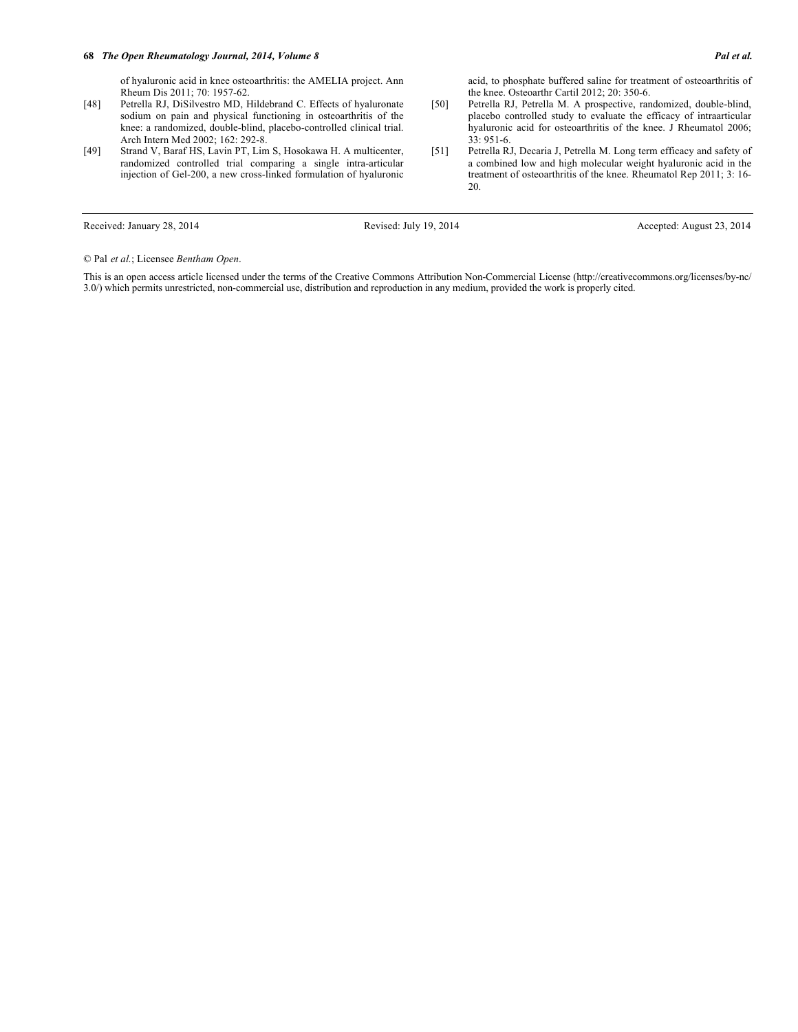of hyaluronic acid in knee osteoarthritis: the AMELIA project. Ann Rheum Dis 2011; 70: 1957-62.

[48] Petrella RJ, DiSilvestro MD, Hildebrand C. Effects of hyaluronate sodium on pain and physical functioning in osteoarthritis of the knee: a randomized, double-blind, placebo-controlled clinical trial. Arch Intern Med 2002; 162: 292-8.

[49] Strand V, Baraf HS, Lavin PT, Lim S, Hosokawa H. A multicenter, randomized controlled trial comparing a single intra-articular injection of Gel-200, a new cross-linked formulation of hyaluronic acid, to phosphate buffered saline for treatment of osteoarthritis of the knee. Osteoarthr Cartil 2012; 20: 350-6.

[50] Petrella RJ, Petrella M. A prospective, randomized, double-blind, placebo controlled study to evaluate the efficacy of intraarticular hyaluronic acid for osteoarthritis of the knee. J Rheumatol 2006; 33: 951-6.

[51] Petrella RJ, Decaria J, Petrella M. Long term efficacy and safety of a combined low and high molecular weight hyaluronic acid in the treatment of osteoarthritis of the knee. Rheumatol Rep 2011; 3: 16-20.

Received: January 28, 2014 Revised: July 19, 2014 Accepted: August 23, 2014

© Pal *et al.*; Licensee *Bentham Open*.

This is an open access article licensed under the terms of the Creative Commons Attribution Non-Commercial License (http://creativecommons.org/licenses/by-nc/3.0/) which permits unrestricted, non-commercial use, distribution and reproduction in any medium, provided the work is properly cited.